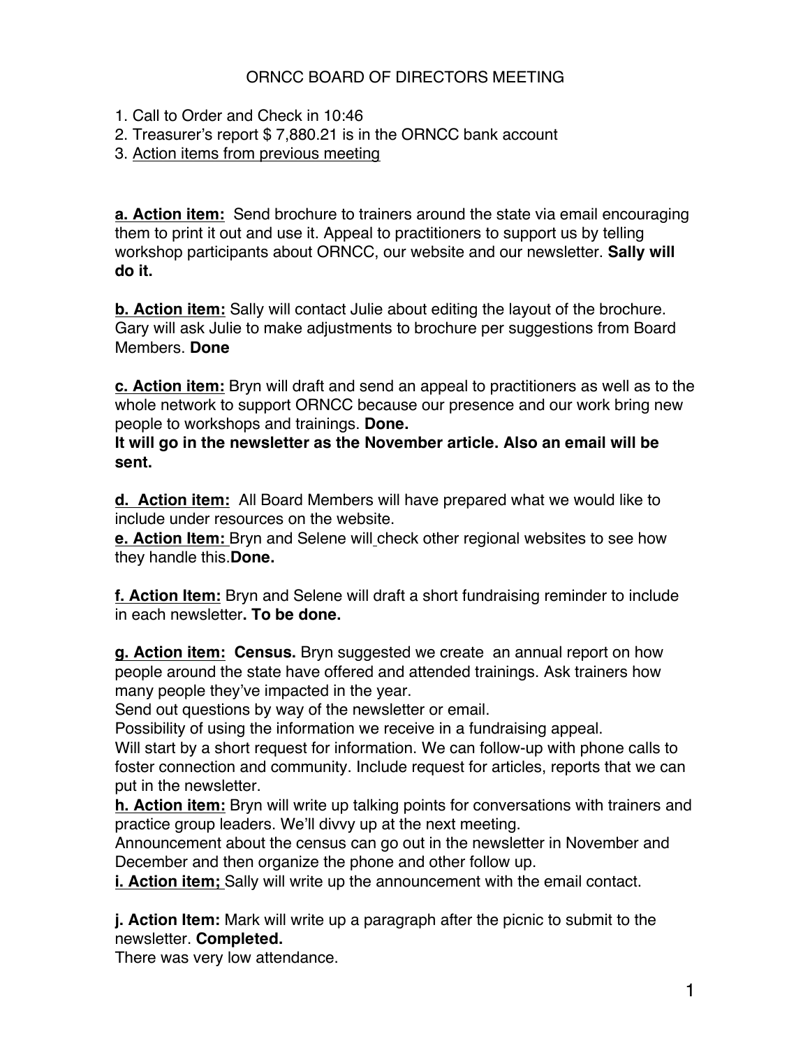# ORNCC BOARD OF DIRECTORS MEETING

1. Call to Order and Check in 10:46
2. Treasurer's report $ 7,880.21 is in the ORNCC bank account
3. Action items from previous meeting

**a. Action item:** Send brochure to trainers around the state via email encouraging them to print it out and use it. Appeal to practitioners to support us by telling workshop participants about ORNCC, our website and our newsletter. **Sally will do it.**

**b. Action item:** Sally will contact Julie about editing the layout of the brochure. Gary will ask Julie to make adjustments to brochure per suggestions from Board Members. **Done**

**c. Action item:** Bryn will draft and send an appeal to practitioners as well as to the whole network to support ORNCC because our presence and our work bring new people to workshops and trainings. **Done.**
**It will go in the newsletter as the November article. Also an email will be sent.**

**d. Action item:** All Board Members will have prepared what we would like to include under resources on the website.
**e. Action Item:** Bryn and Selene will check other regional websites to see how they handle this.**Done.**

**f. Action Item:** Bryn and Selene will draft a short fundraising reminder to include in each newsletter**. To be done.**

**g. Action item: Census.** Bryn suggested we create an annual report on how people around the state have offered and attended trainings. Ask trainers how many people they've impacted in the year.
Send out questions by way of the newsletter or email.
Possibility of using the information we receive in a fundraising appeal.
Will start by a short request for information. We can follow-up with phone calls to foster connection and community. Include request for articles, reports that we can put in the newsletter.
**h. Action item:** Bryn will write up talking points for conversations with trainers and practice group leaders. We'll divvy up at the next meeting.
Announcement about the census can go out in the newsletter in November and December and then organize the phone and other follow up.
**i. Action item;** Sally will write up the announcement with the email contact.

**j. Action Item:** Mark will write up a paragraph after the picnic to submit to the newsletter. **Completed.**
There was very low attendance.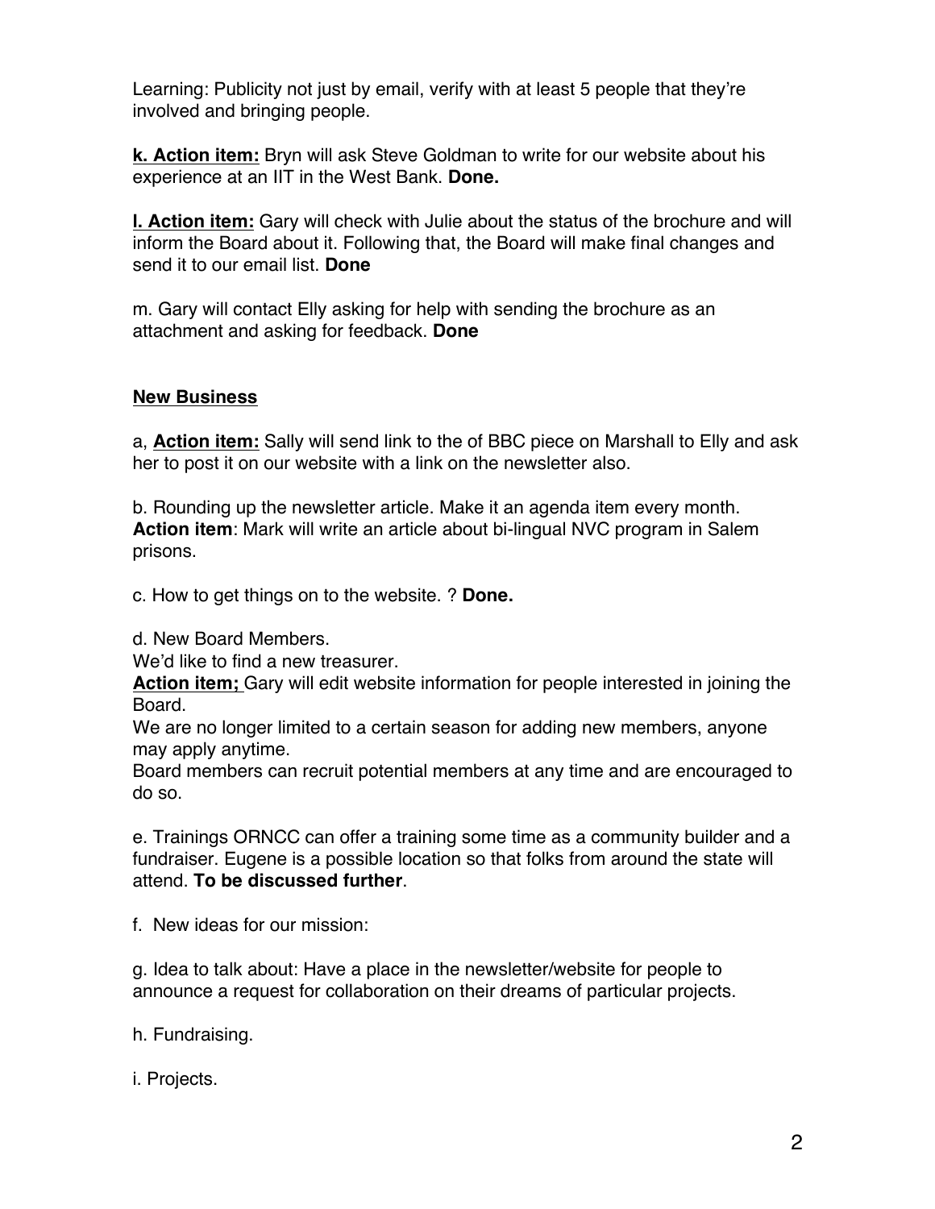Learning: Publicity not just by email, verify with at least 5 people that they're involved and bringing people.

**k. Action item:** Bryn will ask Steve Goldman to write for our website about his experience at an IIT in the West Bank. **Done.**

**l. Action item:** Gary will check with Julie about the status of the brochure and will inform the Board about it. Following that, the Board will make final changes and send it to our email list. **Done**

m. Gary will contact Elly asking for help with sending the brochure as an attachment and asking for feedback. **Done**

**New Business**

a, **Action item:** Sally will send link to the of BBC piece on Marshall to Elly and ask her to post it on our website with a link on the newsletter also.

b. Rounding up the newsletter article. Make it an agenda item every month. **Action item**: Mark will write an article about bi-lingual NVC program in Salem prisons.

c. How to get things on to the website. ? **Done.**

d. New Board Members.
We'd like to find a new treasurer.
**Action item;** Gary will edit website information for people interested in joining the Board.
We are no longer limited to a certain season for adding new members, anyone may apply anytime.
Board members can recruit potential members at any time and are encouraged to do so.

e. Trainings ORNCC can offer a training some time as a community builder and a fundraiser. Eugene is a possible location so that folks from around the state will attend. **To be discussed further**.

f. New ideas for our mission:

g. Idea to talk about: Have a place in the newsletter/website for people to announce a request for collaboration on their dreams of particular projects.

h. Fundraising.

i. Projects.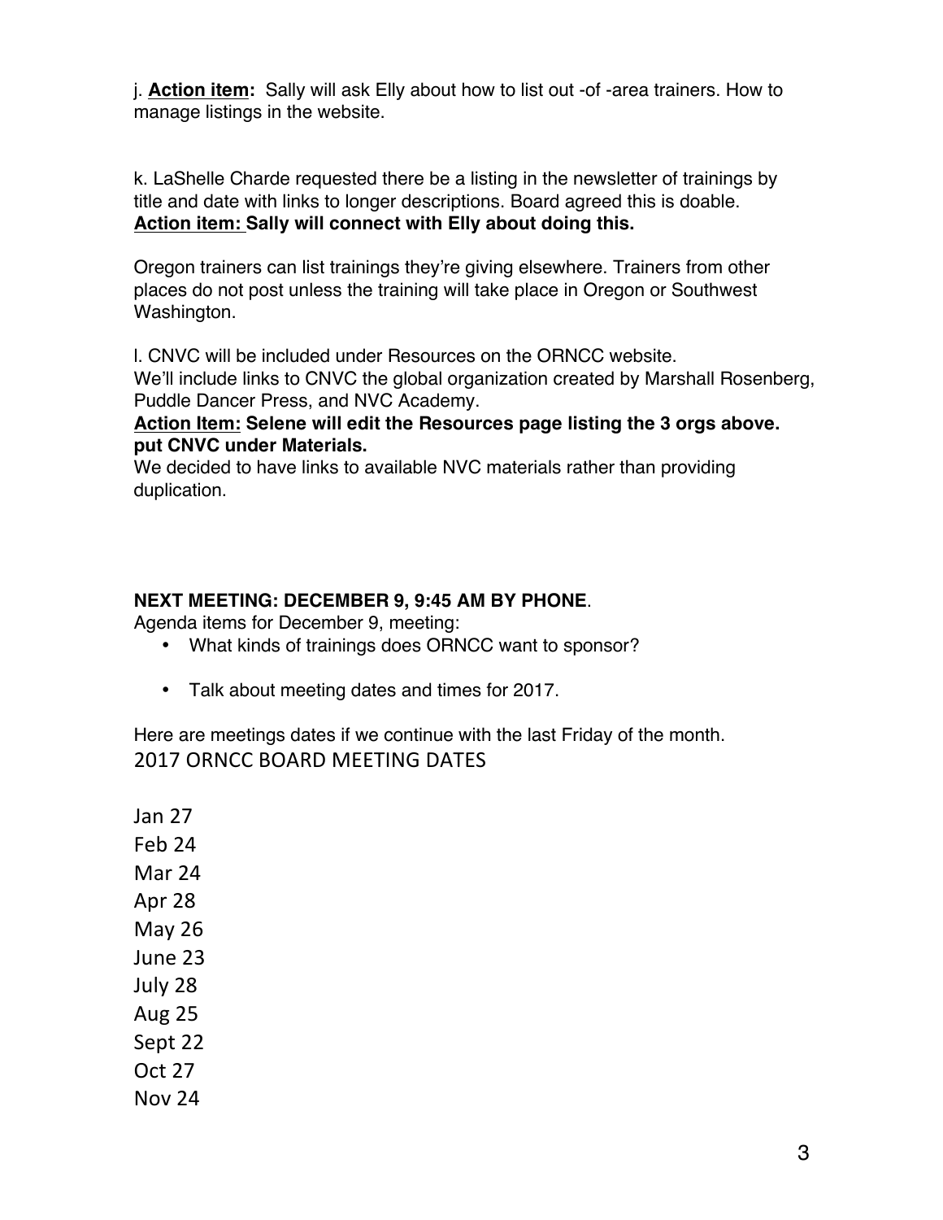j. **<u>Action item:</u>** Sally will ask Elly about how to list out -of -area trainers. How to manage listings in the website.

k. LaShelle Charde requested there be a listing in the newsletter of trainings by title and date with links to longer descriptions. Board agreed this is doable.
**<u>Action item:</u> Sally will connect with Elly about doing this.**

Oregon trainers can list trainings they're giving elsewhere. Trainers from other places do not post unless the training will take place in Oregon or Southwest Washington.

l. CNVC will be included under Resources on the ORNCC website.
We'll include links to CNVC the global organization created by Marshall Rosenberg, Puddle Dancer Press, and NVC Academy.
**<u>Action Item:</u> Selene will edit the Resources page listing the 3 orgs above. put CNVC under Materials.**
We decided to have links to available NVC materials rather than providing duplication.

**NEXT MEETING: DECEMBER 9, 9:45 AM BY PHONE**.
Agenda items for December 9, meeting:

- What kinds of trainings does ORNCC want to sponsor?
- Talk about meeting dates and times for 2017.

Here are meetings dates if we continue with the last Friday of the month.

2017 ORNCC BOARD MEETING DATES

Jan 27
Feb 24
Mar 24
Apr 28
May 26
June 23
July 28
Aug 25
Sept 22
Oct 27
Nov 24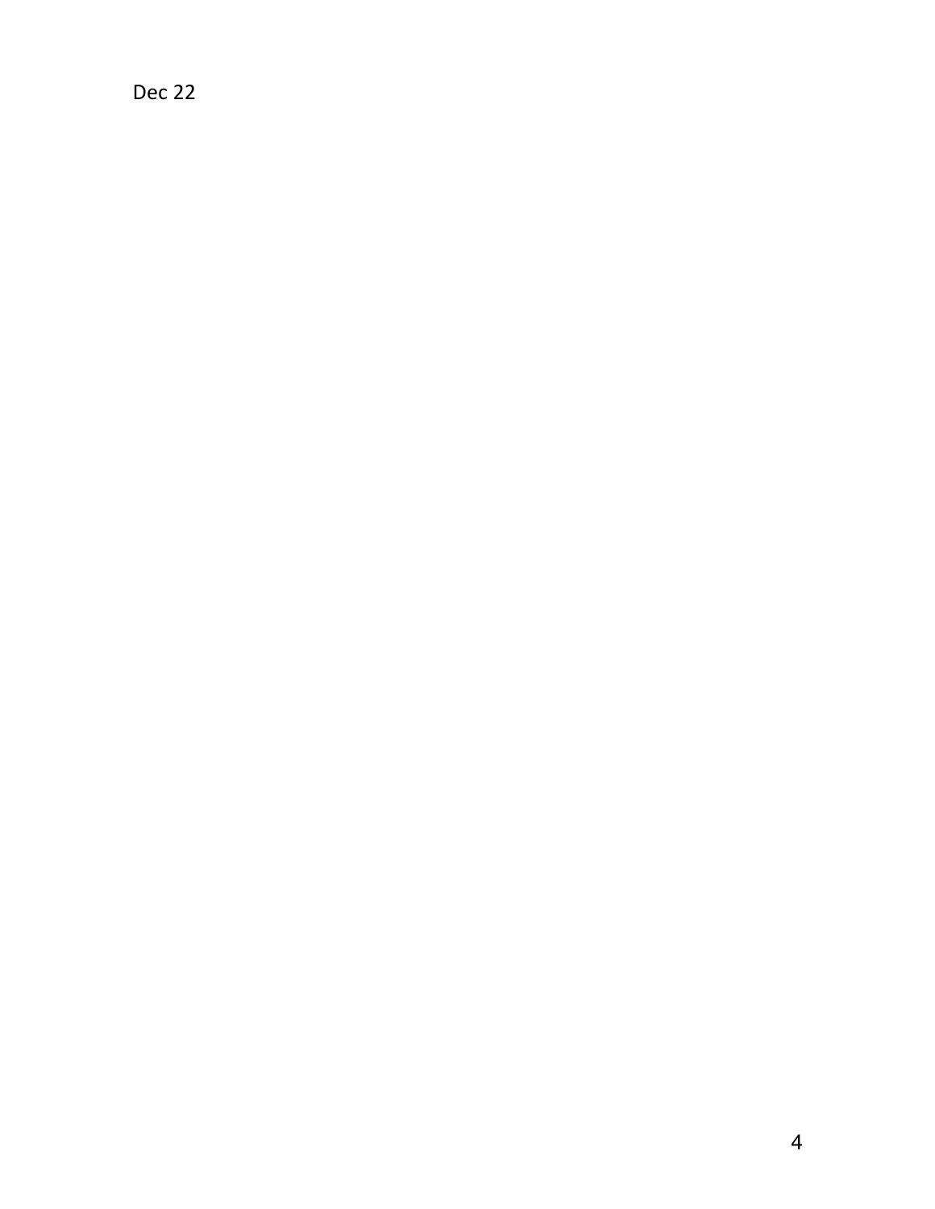Dec 22